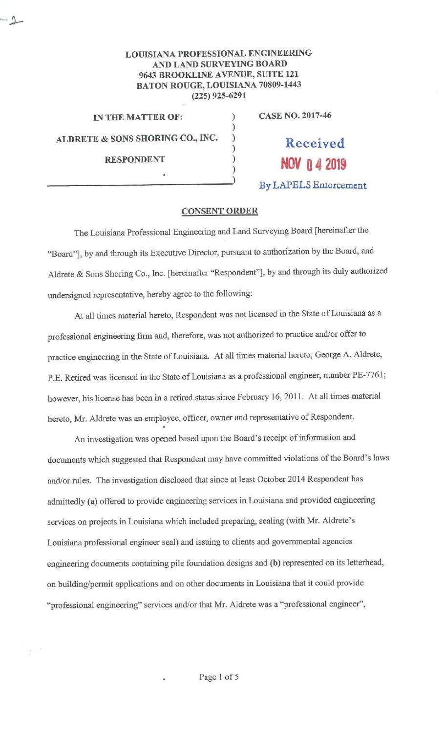**LOUISIANA PROFESSIONAL ENGINEERING AND LAND SURVEYING BOARD**
**9643 BROOKLINE AVENUE, SUITE 121**
**BATON ROUGE, LOUISIANA 70809-1443**
**(225) 925-6291**

| | |
|---|---|
| **IN THE MATTER OF:** | **CASE NO. 2017-46** |
| **ALDRETE & SONS SHORING CO., INC.** | Received NOV 04 2019 By LAPELS Enforcement |
| **RESPONDENT** | |

## CONSENT ORDER

The Louisiana Professional Engineering and Land Surveying Board [hereinafter the "Board"], by and through its Executive Director, pursuant to authorization by the Board, and Aldrete & Sons Shoring Co., Inc. [hereinafter "Respondent"], by and through its duly authorized undersigned representative, hereby agree to the following:

At all times material hereto, Respondent was not licensed in the State of Louisiana as a professional engineering firm and, therefore, was not authorized to practice and/or offer to practice engineering in the State of Louisiana. At all times material hereto, George A. Aldrete, P.E. Retired was licensed in the State of Louisiana as a professional engineer, number PE-7761; however, his license has been in a retired status since February 16, 2011. At all times material hereto, Mr. Aldrete was an employee, officer, owner and representative of Respondent.

An investigation was opened based upon the Board's receipt of information and documents which suggested that Respondent may have committed violations of the Board's laws and/or rules. The investigation disclosed that since at least October 2014 Respondent has admittedly **(a)** offered to provide engineering services in Louisiana and provided engineering services on projects in Louisiana which included preparing, sealing (with Mr. Aldrete's Louisiana professional engineer seal) and issuing to clients and governmental agencies engineering documents containing pile foundation designs and **(b)** represented on its letterhead, on building/permit applications and on other documents in Louisiana that it could provide "professional engineering" services and/or that Mr. Aldrete was a "professional engineer",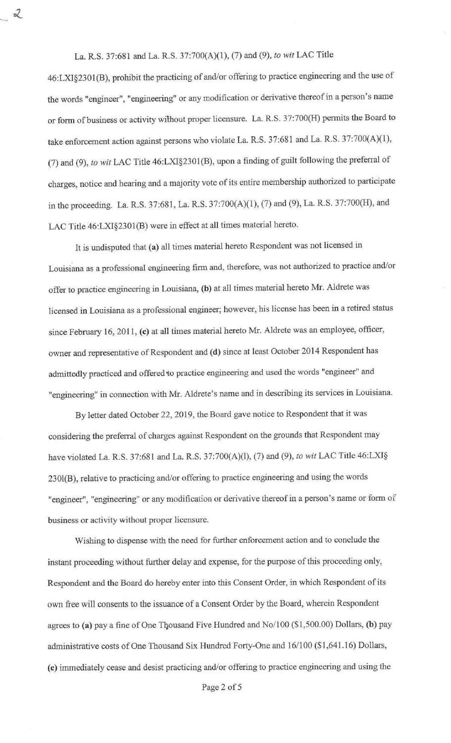La. R.S. 37:681 and La. R.S. 37:700(A)(1), (7) and (9), *to wit* LAC Title 46:LXI§2301(B), prohibit the practicing of and/or offering to practice engineering and the use of the words "engineer", "engineering" or any modification or derivative thereof in a person's name or form of business or activity without proper licensure. La. R.S. 37:700(H) permits the Board to take enforcement action against persons who violate La. R.S. 37:681 and La. R.S. 37:700(A)(1), (7) and (9), *to wit* LAC Title 46:LXI§2301(B), upon a finding of guilt following the preferral of charges, notice and hearing and a majority vote of its entire membership authorized to participate in the proceeding. La. R.S. 37:681, La. R.S. 37:700(A)(1), (7) and (9), La. R.S. 37:700(H), and LAC Title 46:LXI§2301(B) were in effect at all times material hereto.

It is undisputed that **(a)** all times material hereto Respondent was not licensed in Louisiana as a professional engineering firm and, therefore, was not authorized to practice and/or offer to practice engineering in Louisiana, **(b)** at all times material hereto Mr. Aldrete was licensed in Louisiana as a professional engineer; however, his license has been in a retired status since February 16, 2011, **(c)** at all times material hereto Mr. Aldrete was an employee, officer, owner and representative of Respondent and **(d)** since at least October 2014 Respondent has admittedly practiced and offered to practice engineering and used the words "engineer" and "engineering" in connection with Mr. Aldrete's name and in describing its services in Louisiana.

By letter dated October 22, 2019, the Board gave notice to Respondent that it was considering the preferral of charges against Respondent on the grounds that Respondent may have violated La. R.S. 37:681 and La. R.S. 37:700(A)(l), (7) and (9), *to wit* LAC Title 46:LXI§ 2301(B), relative to practicing and/or offering to practice engineering and using the words "engineer", "engineering" or any modification or derivative thereof in a person's name or form of business or activity without proper licensure.

Wishing to dispense with the need for further enforcement action and to conclude the instant proceeding without further delay and expense, for the purpose of this proceeding only, Respondent and the Board do hereby enter into this Consent Order, in which Respondent of its own free will consents to the issuance of a Consent Order by the Board, wherein Respondent agrees to **(a)** pay a fine of One Thousand Five Hundred and No/100 ($1,500.00) Dollars, **(b)** pay administrative costs of One Thousand Six Hundred Forty-One and 16/100 ($1,641.16) Dollars, **(c)** immediately cease and desist practicing and/or offering to practice engineering and using the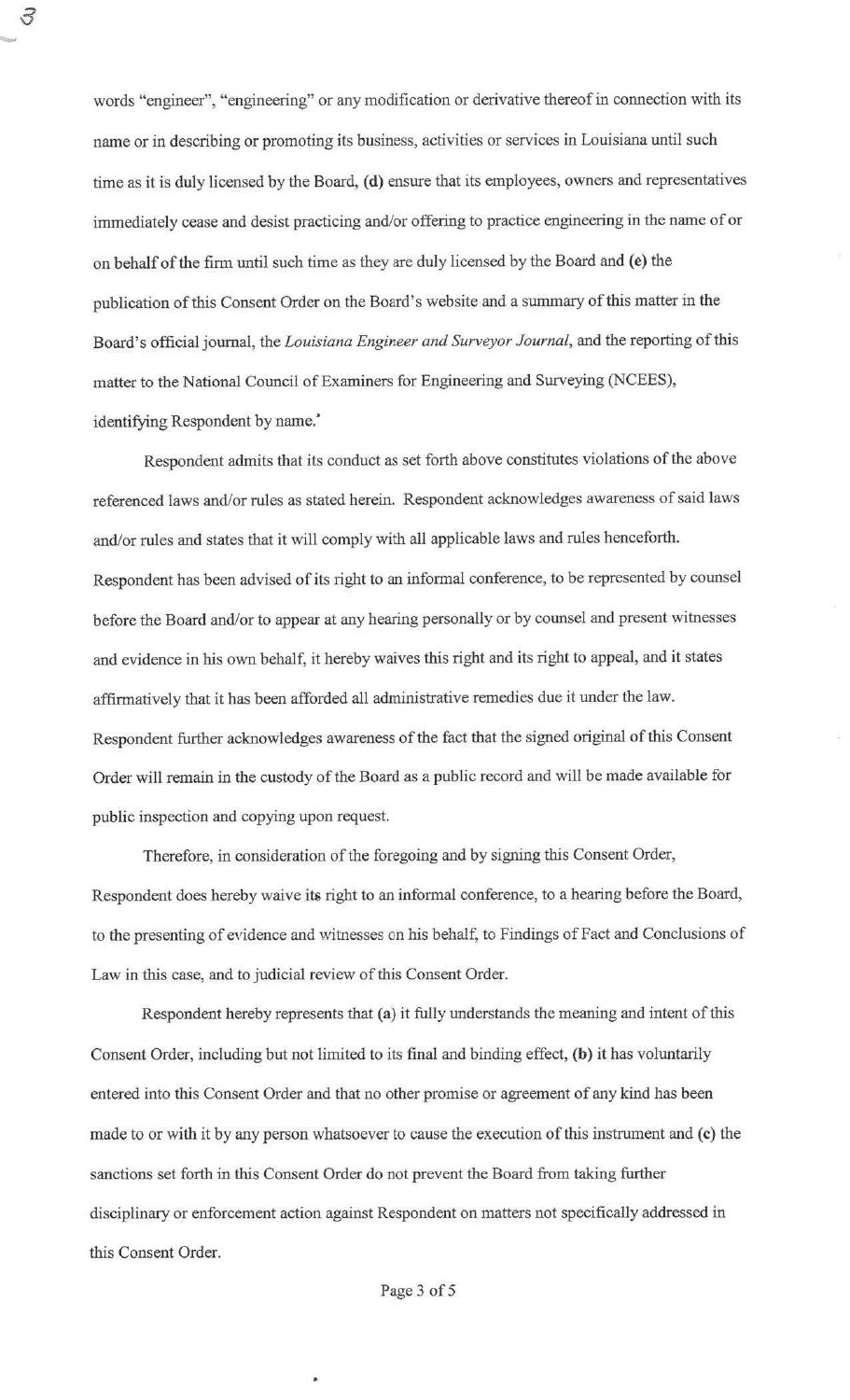words "engineer", "engineering" or any modification or derivative thereof in connection with its name or in describing or promoting its business, activities or services in Louisiana until such time as it is duly licensed by the Board, **(d)** ensure that its employees, owners and representatives immediately cease and desist practicing and/or offering to practice engineering in the name of or on behalf of the firm until such time as they are duly licensed by the Board and **(e)** the publication of this Consent Order on the Board's website and a summary of this matter in the Board's official journal, the *Louisiana Engineer and Surveyor Journal*, and the reporting of this matter to the National Council of Examiners for Engineering and Surveying (NCEES), identifying Respondent by name.

Respondent admits that its conduct as set forth above constitutes violations of the above referenced laws and/or rules as stated herein. Respondent acknowledges awareness of said laws and/or rules and states that it will comply with all applicable laws and rules henceforth. Respondent has been advised of its right to an informal conference, to be represented by counsel before the Board and/or to appear at any hearing personally or by counsel and present witnesses and evidence in his own behalf, it hereby waives this right and its right to appeal, and it states affirmatively that it has been afforded all administrative remedies due it under the law. Respondent further acknowledges awareness of the fact that the signed original of this Consent Order will remain in the custody of the Board as a public record and will be made available for public inspection and copying upon request.

Therefore, in consideration of the foregoing and by signing this Consent Order, Respondent does hereby waive its right to an informal conference, to a hearing before the Board, to the presenting of evidence and witnesses on his behalf, to Findings of Fact and Conclusions of Law in this case, and to judicial review of this Consent Order.

Respondent hereby represents that **(a)** it fully understands the meaning and intent of this Consent Order, including but not limited to its final and binding effect, **(b)** it has voluntarily entered into this Consent Order and that no other promise or agreement of any kind has been made to or with it by any person whatsoever to cause the execution of this instrument and **(c)** the sanctions set forth in this Consent Order do not prevent the Board from taking further disciplinary or enforcement action against Respondent on matters not specifically addressed in this Consent Order.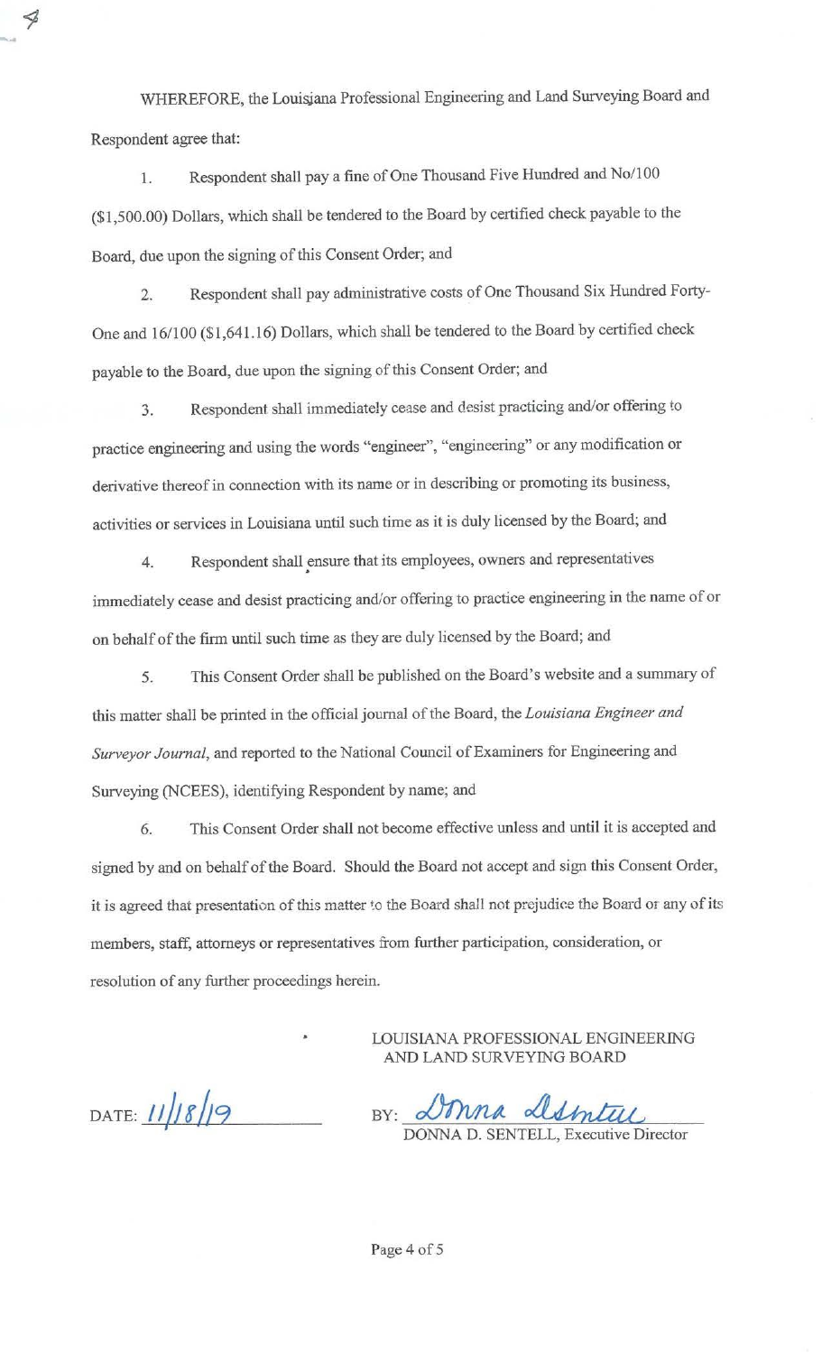WHEREFORE, the Louisiana Professional Engineering and Land Surveying Board and Respondent agree that:

1. Respondent shall pay a fine of One Thousand Five Hundred and No/100 ($1,500.00) Dollars, which shall be tendered to the Board by certified check payable to the Board, due upon the signing of this Consent Order; and

2. Respondent shall pay administrative costs of One Thousand Six Hundred Forty-One and 16/100 ($1,641.16) Dollars, which shall be tendered to the Board by certified check payable to the Board, due upon the signing of this Consent Order; and

3. Respondent shall immediately cease and desist practicing and/or offering to practice engineering and using the words "engineer", "engineering" or any modification or derivative thereof in connection with its name or in describing or promoting its business, activities or services in Louisiana until such time as it is duly licensed by the Board; and

4. Respondent shall ensure that its employees, owners and representatives immediately cease and desist practicing and/or offering to practice engineering in the name of or on behalf of the firm until such time as they are duly licensed by the Board; and

5. This Consent Order shall be published on the Board's website and a summary of this matter shall be printed in the official journal of the Board, the *Louisiana Engineer and Surveyor Journal*, and reported to the National Council of Examiners for Engineering and Surveying (NCEES), identifying Respondent by name; and

6. This Consent Order shall not become effective unless and until it is accepted and signed by and on behalf of the Board. Should the Board not accept and sign this Consent Order, it is agreed that presentation of this matter to the Board shall not prejudice the Board or any of its members, staff, attorneys or representatives from further participation, consideration, or resolution of any further proceedings herein.

LOUISIANA PROFESSIONAL ENGINEERING AND LAND SURVEYING BOARD

DATE: 11/18/19

BY: Donna Sentell
DONNA D. SENTELL, Executive Director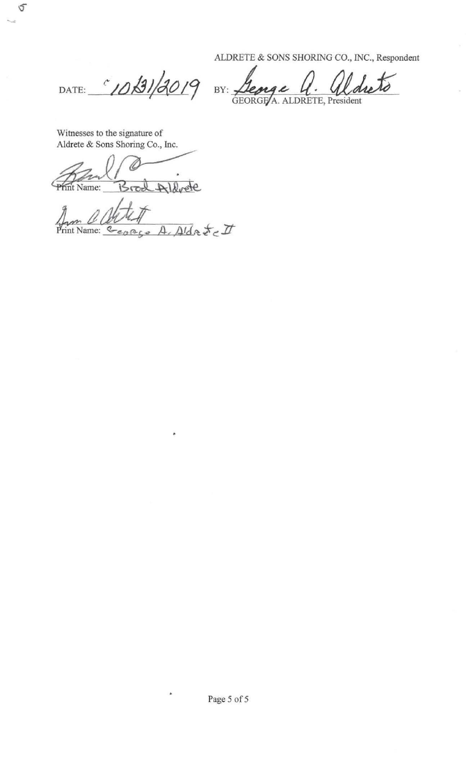ALDRETE & SONS SHORING CO., INC., Respondent

DATE: 10/31/2019 BY: George A. Aldrete
GEORGE A. ALDRETE, President

Witnesses to the signature of
Aldrete & Sons Shoring Co., Inc.

Print Name: Brad Aldrete

Print Name: George A. Aldrete II